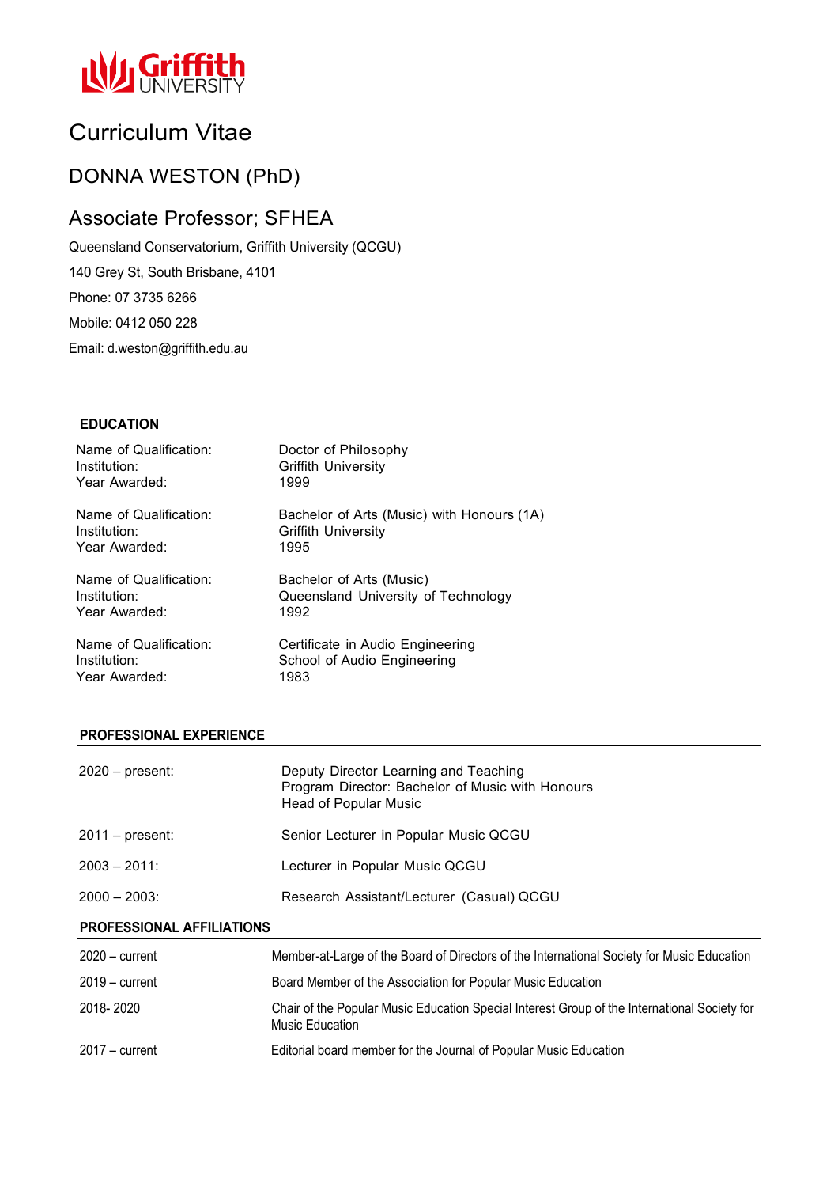Griffith UNIVERSITY

# Curriculum Vitae

## DONNA WESTON (PhD)

## Associate Professor; SFHEA

Queensland Conservatorium, Griffith University (QCGU)

140 Grey St, South Brisbane, 4101

Phone: 07 3735 6266

Mobile: 0412 050 228

Email: d.weston@griffith.edu.au

### EDUCATION

| | |
|---|---|
| Name of Qualification: | Doctor of Philosophy |
| Institution: | Griffith University |
| Year Awarded: | 1999 |
| | |
| Name of Qualification: | Bachelor of Arts (Music) with Honours (1A) |
| Institution: | Griffith University |
| Year Awarded: | 1995 |
| | |
| Name of Qualification: | Bachelor of Arts (Music) |
| Institution: | Queensland University of Technology |
| Year Awarded: | 1992 |
| | |
| Name of Qualification: | Certificate in Audio Engineering |
| Institution: | School of Audio Engineering |
| Year Awarded: | 1983 |

### PROFESSIONAL EXPERIENCE

| | |
|---|---|
| 2020 – present: | Deputy Director Learning and Teaching<br>Program Director: Bachelor of Music with Honours<br>Head of Popular Music |
| 2011 – present: | Senior Lecturer in Popular Music QCGU |
| 2003 – 2011: | Lecturer in Popular Music QCGU |
| 2000 – 2003: | Research Assistant/Lecturer (Casual) QCGU |

### PROFESSIONAL AFFILIATIONS

| | |
|---|---|
| 2020 – current | Member-at-Large of the Board of Directors of the International Society for Music Education |
| 2019 – current | Board Member of the Association for Popular Music Education |
| 2018- 2020 | Chair of the Popular Music Education Special Interest Group of the International Society for Music Education |
| 2017 – current | Editorial board member for the Journal of Popular Music Education |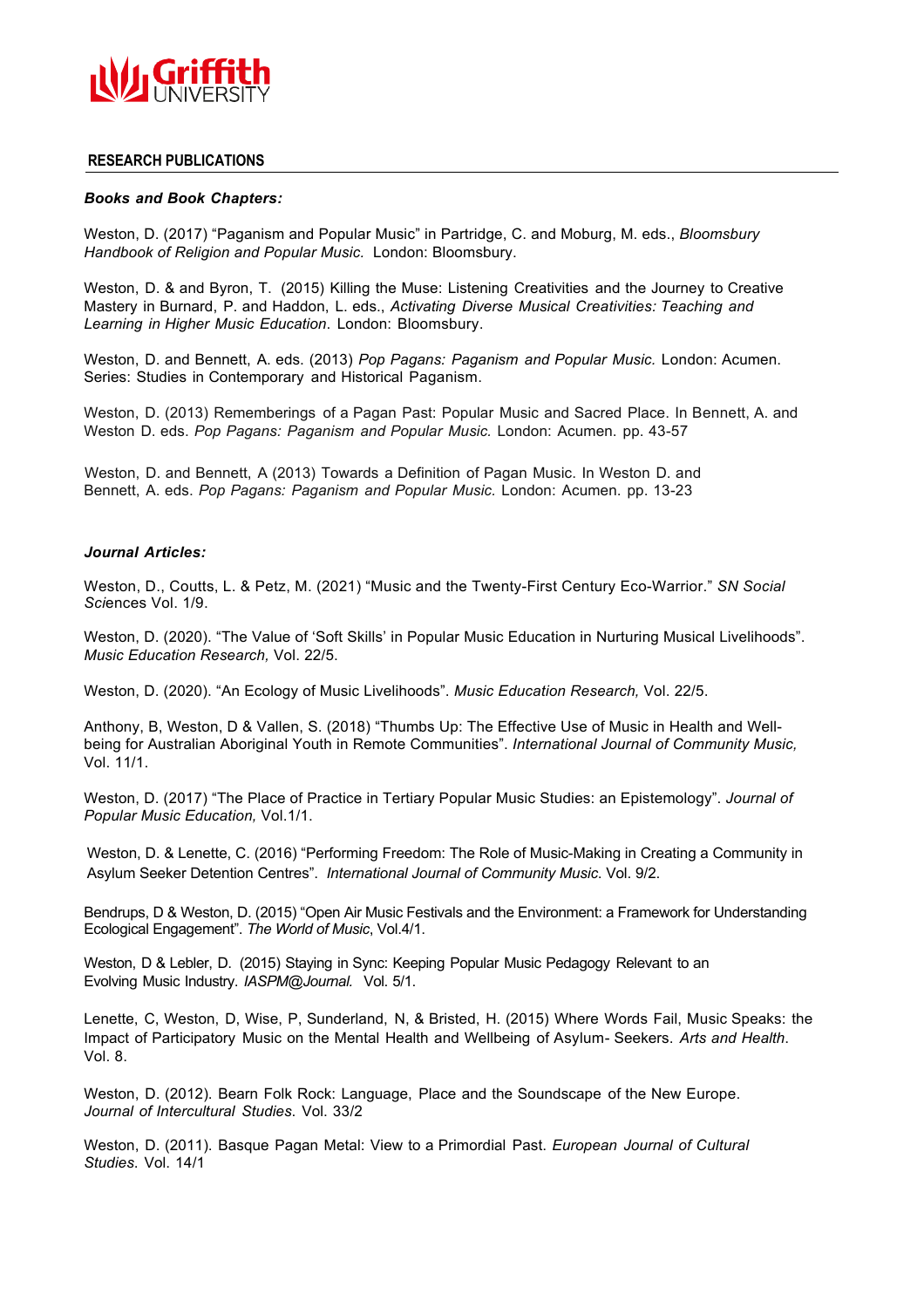## RESEARCH PUBLICATIONS

***Books and Book Chapters:***

Weston, D. (2017) "Paganism and Popular Music" in Partridge, C. and Moburg, M. eds., *Bloomsbury Handbook of Religion and Popular Music.* London: Bloomsbury.

Weston, D. & and Byron, T. (2015) Killing the Muse: Listening Creativities and the Journey to Creative Mastery in Burnard, P. and Haddon, L. eds., *Activating Diverse Musical Creativities: Teaching and Learning in Higher Music Education*. London: Bloomsbury.

Weston, D. and Bennett, A. eds. (2013) *Pop Pagans: Paganism and Popular Music.* London: Acumen. Series: Studies in Contemporary and Historical Paganism.

Weston, D. (2013) Rememberings of a Pagan Past: Popular Music and Sacred Place. In Bennett, A. and Weston D. eds. *Pop Pagans: Paganism and Popular Music.* London: Acumen. pp. 43-57

Weston, D. and Bennett, A (2013) Towards a Definition of Pagan Music. In Weston D. and Bennett, A. eds. *Pop Pagans: Paganism and Popular Music.* London: Acumen. pp. 13-23

***Journal Articles:***

Weston, D., Coutts, L. & Petz, M. (2021) "Music and the Twenty-First Century Eco-Warrior." *SN Social Sciences* Vol. 1/9.

Weston, D. (2020). "The Value of 'Soft Skills' in Popular Music Education in Nurturing Musical Livelihoods". *Music Education Research,* Vol. 22/5.

Weston, D. (2020). "An Ecology of Music Livelihoods". *Music Education Research,* Vol. 22/5.

Anthony, B, Weston, D & Vallen, S. (2018) "Thumbs Up: The Effective Use of Music in Health and Well-being for Australian Aboriginal Youth in Remote Communities". *International Journal of Community Music,* Vol. 11/1.

Weston, D. (2017) "The Place of Practice in Tertiary Popular Music Studies: an Epistemology". *Journal of Popular Music Education,* Vol.1/1.

Weston, D. & Lenette, C. (2016) "Performing Freedom: The Role of Music-Making in Creating a Community in Asylum Seeker Detention Centres". *International Journal of Community Music.* Vol. 9/2.

Bendrups, D & Weston, D. (2015) "Open Air Music Festivals and the Environment: a Framework for Understanding Ecological Engagement". *The World of Music*, Vol.4/1.

Weston, D & Lebler, D. (2015) Staying in Sync: Keeping Popular Music Pedagogy Relevant to an Evolving Music Industry. *IASPM@Journal.* Vol. 5/1.

Lenette, C, Weston, D, Wise, P, Sunderland, N, & Bristed, H. (2015) Where Words Fail, Music Speaks: the Impact of Participatory Music on the Mental Health and Wellbeing of Asylum- Seekers. *Arts and Health.* Vol. 8.

Weston, D. (2012). Bearn Folk Rock: Language, Place and the Soundscape of the New Europe. *Journal of Intercultural Studies.* Vol. 33/2

Weston, D. (2011). Basque Pagan Metal: View to a Primordial Past. *European Journal of Cultural Studies.* Vol. 14/1